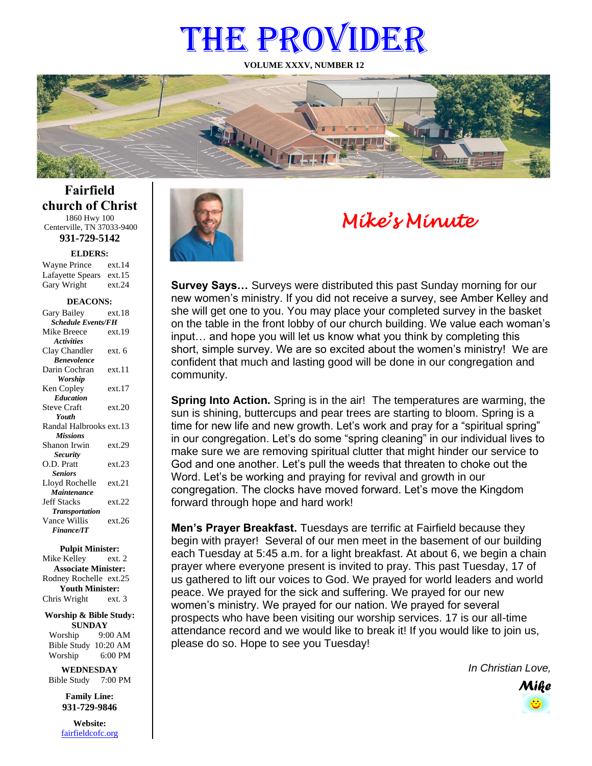# THE PROVIDER

**VOLUME XXXV, NUMBER 12**

## Fairfield church of Christ

1860 Hwy 100
Centerville, TN 37033-9400
**931-729-5142**

**ELDERS:**

Wayne Prince ext.14
Lafayette Spears ext.15
Gary Wright ext.24

**DEACONS:**

Gary Bailey ext.18
***Schedule Events/FH***
Mike Breece ext.19
***Activities***
Clay Chandler ext. 6
***Benevolence***
Darin Cochran ext.11
***Worship***
Ken Copley ext.17
***Education***
Steve Craft ext.20
***Youth***
Randal Halbrooks ext.13
***Missions***
Shanon Irwin ext.29
***Security***
O.D. Pratt ext.23
***Seniors***
Lloyd Rochelle ext.21
***Maintenance***
Jeff Stacks ext.22
***Transportation***
Vance Willis ext.26
***Finance/IT***

**Pulpit Minister:**
Mike Kelley ext. 2
**Associate Minister:**
Rodney Rochelle ext.25
**Youth Minister:**
Chris Wright ext. 3

**Worship & Bible Study:**
**SUNDAY**
Worship 9:00 AM
Bible Study 10:20 AM
Worship 6:00 PM

**WEDNESDAY**
Bible Study 7:00 PM

**Family Line:**
**931-729-9846**

**Website:**
fairfieldcofc.org

## *Mike's Minute*

**Survey Says…** Surveys were distributed this past Sunday morning for our new women's ministry. If you did not receive a survey, see Amber Kelley and she will get one to you. You may place your completed survey in the basket on the table in the front lobby of our church building. We value each woman's input… and hope you will let us know what you think by completing this short, simple survey. We are so excited about the women's ministry! We are confident that much and lasting good will be done in our congregation and community.

**Spring Into Action.** Spring is in the air! The temperatures are warming, the sun is shining, buttercups and pear trees are starting to bloom. Spring is a time for new life and new growth. Let's work and pray for a "spiritual spring" in our congregation. Let's do some "spring cleaning" in our individual lives to make sure we are removing spiritual clutter that might hinder our service to God and one another. Let's pull the weeds that threaten to choke out the Word. Let's be working and praying for revival and growth in our congregation. The clocks have moved forward. Let's move the Kingdom forward through hope and hard work!

**Men's Prayer Breakfast.** Tuesdays are terrific at Fairfield because they begin with prayer! Several of our men meet in the basement of our building each Tuesday at 5:45 a.m. for a light breakfast. At about 6, we begin a chain prayer where everyone present is invited to pray. This past Tuesday, 17 of us gathered to lift our voices to God. We prayed for world leaders and world peace. We prayed for the sick and suffering. We prayed for our new women's ministry. We prayed for our nation. We prayed for several prospects who have been visiting our worship services. 17 is our all-time attendance record and we would like to break it! If you would like to join us, please do so. Hope to see you Tuesday!

*In Christian Love,*

***Mike***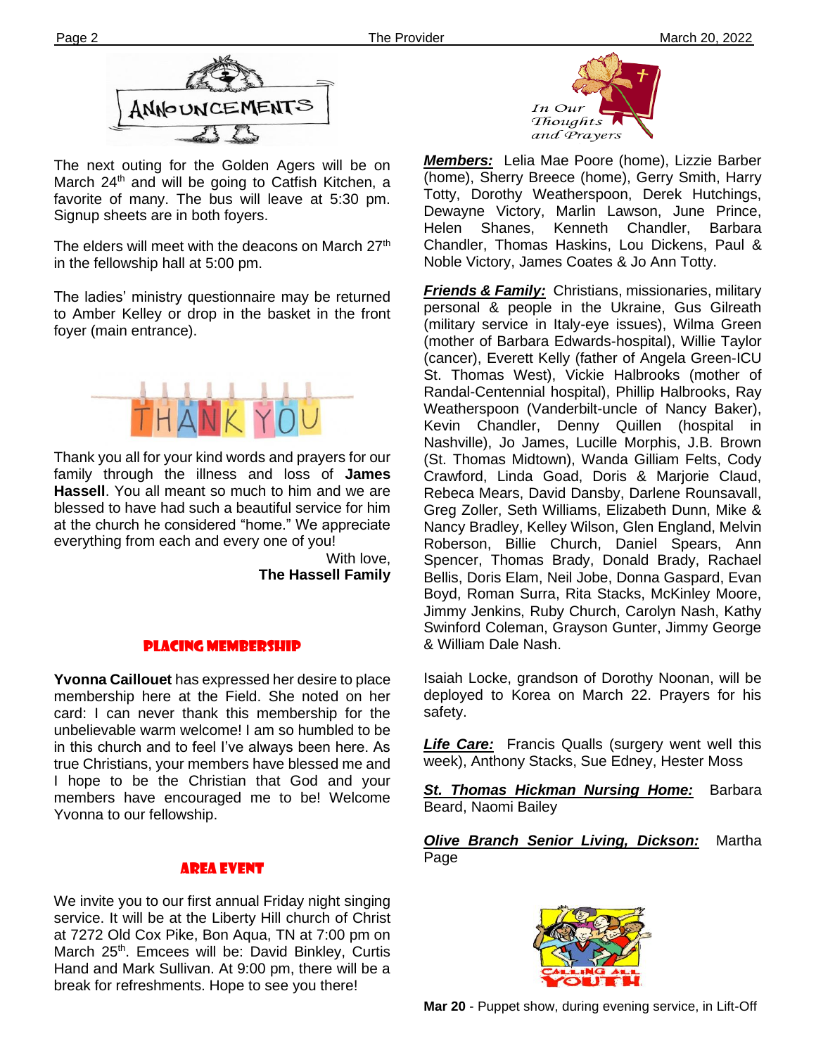# ANNOUNCEMENTS

The next outing for the Golden Agers will be on March 24th and will be going to Catfish Kitchen, a favorite of many. The bus will leave at 5:30 pm. Signup sheets are in both foyers.

The elders will meet with the deacons on March 27th in the fellowship hall at 5:00 pm.

The ladies' ministry questionnaire may be returned to Amber Kelley or drop in the basket in the front foyer (main entrance).

## THANK YOU

Thank you all for your kind words and prayers for our family through the illness and loss of **James Hassell**. You all meant so much to him and we are blessed to have had such a beautiful service for him at the church he considered "home." We appreciate everything from each and every one of you!

With love,
**The Hassell Family**

## Placing Membership

**Yvonna Caillouet** has expressed her desire to place membership here at the Field. She noted on her card: I can never thank this membership for the unbelievable warm welcome! I am so humbled to be in this church and to feel I've always been here. As true Christians, your members have blessed me and I hope to be the Christian that God and your members have encouraged me to be! Welcome Yvonna to our fellowship.

## Area Event

We invite you to our first annual Friday night singing service. It will be at the Liberty Hill church of Christ at 7272 Old Cox Pike, Bon Aqua, TN at 7:00 pm on March 25th. Emcees will be: David Binkley, Curtis Hand and Mark Sullivan. At 9:00 pm, there will be a break for refreshments. Hope to see you there!

## In Our Thoughts and Prayers

***Members:*** Lelia Mae Poore (home), Lizzie Barber (home), Sherry Breece (home), Gerry Smith, Harry Totty, Dorothy Weatherspoon, Derek Hutchings, Dewayne Victory, Marlin Lawson, June Prince, Helen Shanes, Kenneth Chandler, Barbara Chandler, Thomas Haskins, Lou Dickens, Paul & Noble Victory, James Coates & Jo Ann Totty.

***Friends & Family:*** Christians, missionaries, military personal & people in the Ukraine, Gus Gilreath (military service in Italy-eye issues), Wilma Green (mother of Barbara Edwards-hospital), Willie Taylor (cancer), Everett Kelly (father of Angela Green-ICU St. Thomas West), Vickie Halbrooks (mother of Randal-Centennial hospital), Phillip Halbrooks, Ray Weatherspoon (Vanderbilt-uncle of Nancy Baker), Kevin Chandler, Denny Quillen (hospital in Nashville), Jo James, Lucille Morphis, J.B. Brown (St. Thomas Midtown), Wanda Gilliam Felts, Cody Crawford, Linda Goad, Doris & Marjorie Claud, Rebeca Mears, David Dansby, Darlene Rounsavall, Greg Zoller, Seth Williams, Elizabeth Dunn, Mike & Nancy Bradley, Kelley Wilson, Glen England, Melvin Roberson, Billie Church, Daniel Spears, Ann Spencer, Thomas Brady, Donald Brady, Rachael Bellis, Doris Elam, Neil Jobe, Donna Gaspard, Evan Boyd, Roman Surra, Rita Stacks, McKinley Moore, Jimmy Jenkins, Ruby Church, Carolyn Nash, Kathy Swinford Coleman, Grayson Gunter, Jimmy George & William Dale Nash.

Isaiah Locke, grandson of Dorothy Noonan, will be deployed to Korea on March 22. Prayers for his safety.

***Life Care:*** Francis Qualls (surgery went well this week), Anthony Stacks, Sue Edney, Hester Moss

***St. Thomas Hickman Nursing Home:*** Barbara Beard, Naomi Bailey

***Olive Branch Senior Living, Dickson:*** Martha Page

## Calling All Youth

**Mar 20** - Puppet show, during evening service, in Lift-Off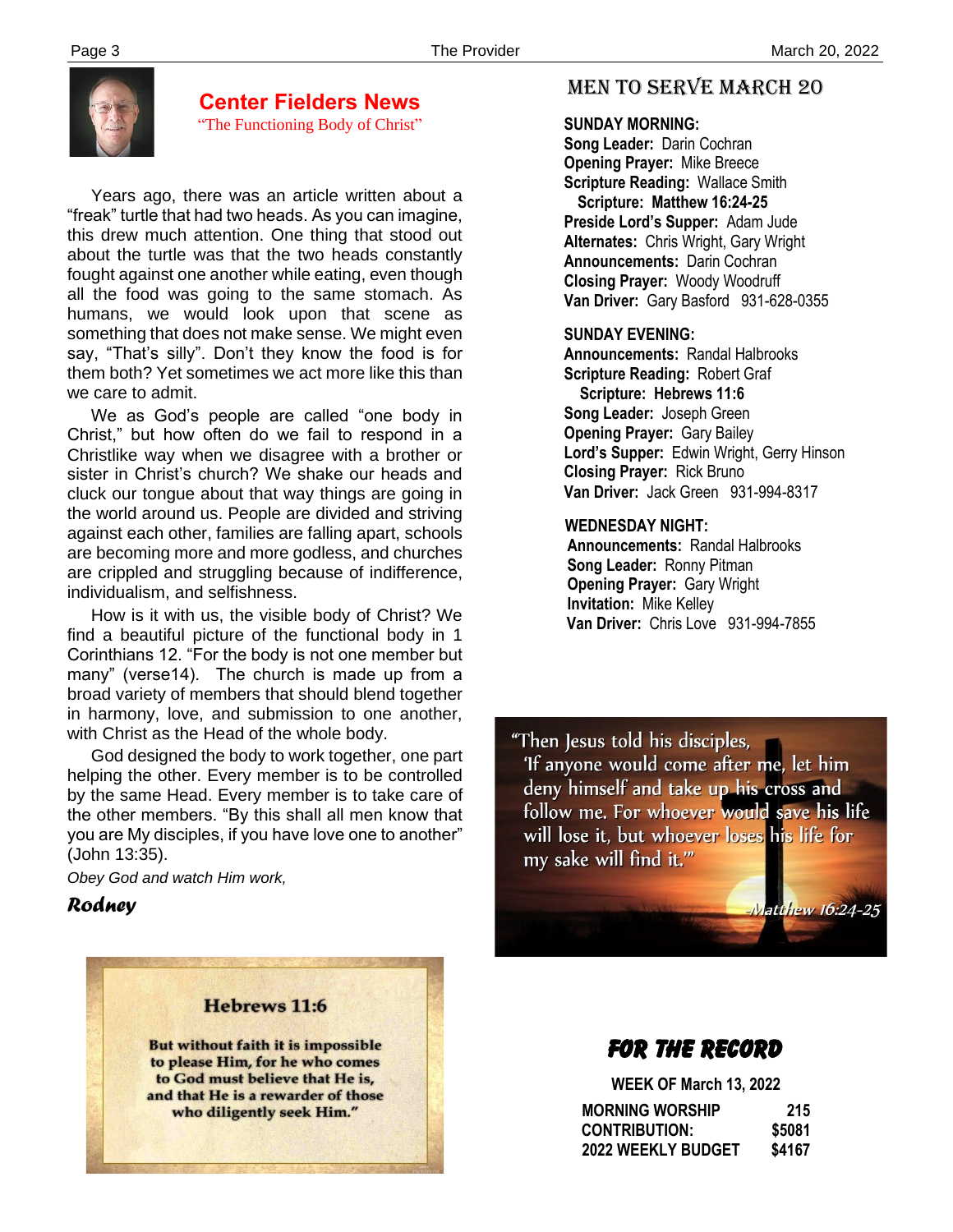## Center Fielders News

"The Functioning Body of Christ"

Years ago, there was an article written about a "freak" turtle that had two heads. As you can imagine, this drew much attention. One thing that stood out about the turtle was that the two heads constantly fought against one another while eating, even though all the food was going to the same stomach. As humans, we would look upon that scene as something that does not make sense. We might even say, "That's silly". Don't they know the food is for them both? Yet sometimes we act more like this than we care to admit.

We as God's people are called "one body in Christ," but how often do we fail to respond in a Christlike way when we disagree with a brother or sister in Christ's church? We shake our heads and cluck our tongue about that way things are going in the world around us. People are divided and striving against each other, families are falling apart, schools are becoming more and more godless, and churches are crippled and struggling because of indifference, individualism, and selfishness.

How is it with us, the visible body of Christ? We find a beautiful picture of the functional body in 1 Corinthians 12. "For the body is not one member but many" (verse14). The church is made up from a broad variety of members that should blend together in harmony, love, and submission to one another, with Christ as the Head of the whole body.

God designed the body to work together, one part helping the other. Every member is to be controlled by the same Head. Every member is to take care of the other members. "By this shall all men know that you are My disciples, if you have love one to another" (John 13:35).

*Obey God and watch Him work,*

***Rodney***

**Hebrews 11:6**

**But without faith it is impossible to please Him, for he who comes to God must believe that He is, and that He is a rewarder of those who diligently seek Him."**

## MEN TO SERVE MARCH 20

**SUNDAY MORNING:**
**Song Leader:** Darin Cochran
**Opening Prayer:** Mike Breece
**Scripture Reading:** Wallace Smith
**Scripture: Matthew 16:24-25**
**Preside Lord's Supper:** Adam Jude
**Alternates:** Chris Wright, Gary Wright
**Announcements:** Darin Cochran
**Closing Prayer:** Woody Woodruff
**Van Driver:** Gary Basford 931-628-0355

**SUNDAY EVENING:**
**Announcements:** Randal Halbrooks
**Scripture Reading:** Robert Graf
**Scripture: Hebrews 11:6**
**Song Leader:** Joseph Green
**Opening Prayer:** Gary Bailey
**Lord's Supper:** Edwin Wright, Gerry Hinson
**Closing Prayer:** Rick Bruno
**Van Driver:** Jack Green 931-994-8317

**WEDNESDAY NIGHT:**
**Announcements:** Randal Halbrooks
**Song Leader:** Ronny Pitman
**Opening Prayer:** Gary Wright
**Invitation:** Mike Kelley
**Van Driver:** Chris Love 931-994-7855

"Then Jesus told his disciples, 'If anyone would come after me, let him deny himself and take up his cross and follow me. For whoever would save his life will lose it, but whoever loses his life for my sake will find it.'"

*-Matthew 16:24-25*

## FOR THE RECORD

**WEEK OF March 13, 2022**

| | |
|---|---|
| **MORNING WORSHIP** | **215** |
| **CONTRIBUTION:** | **$5081** |
| **2022 WEEKLY BUDGET** | **$4167** |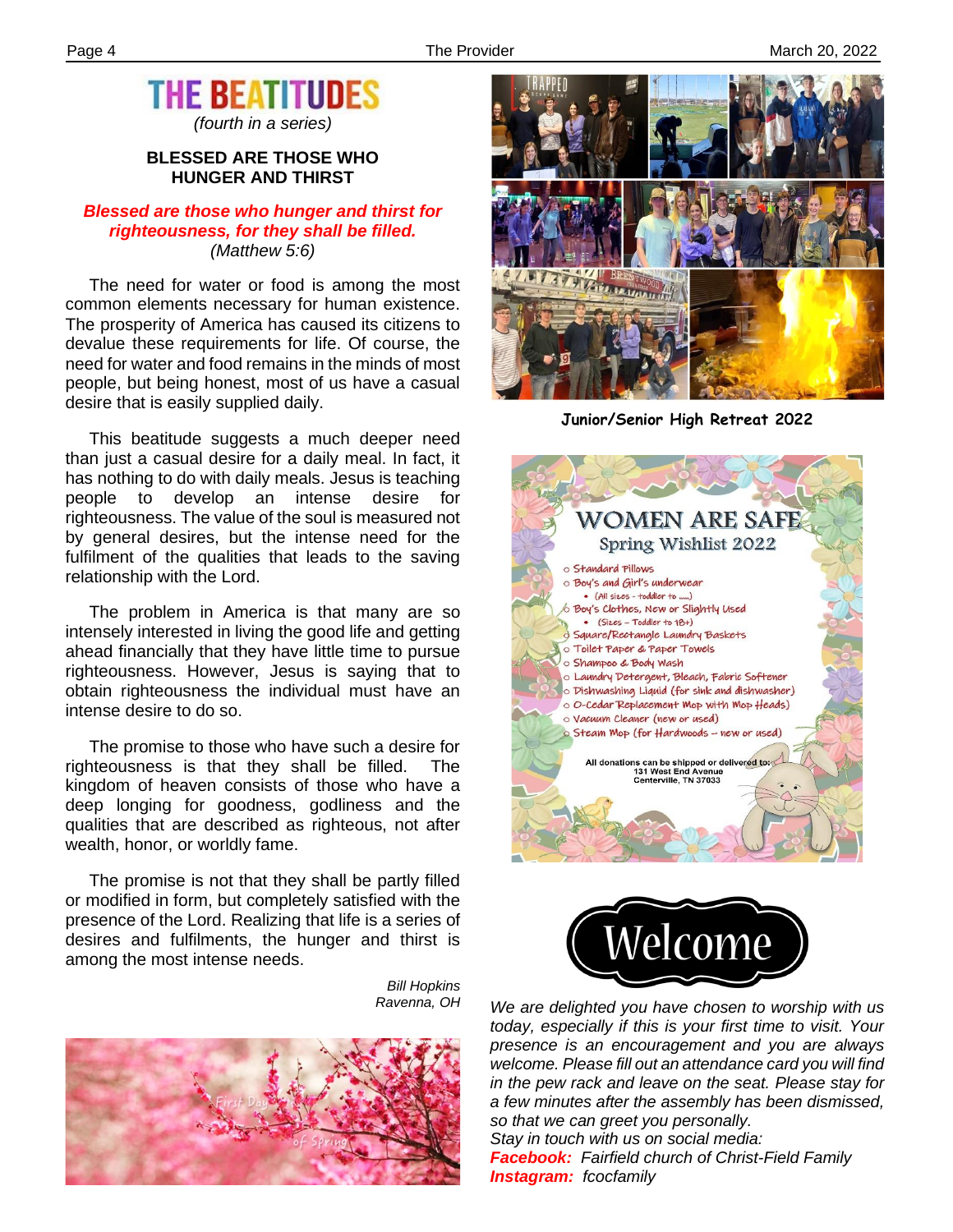# THE BEATITUDES

*(fourth in a series)*

## BLESSED ARE THOSE WHO HUNGER AND THIRST

***Blessed are those who hunger and thirst for righteousness, for they shall be filled.***
*(Matthew 5:6)*

The need for water or food is among the most common elements necessary for human existence. The prosperity of America has caused its citizens to devalue these requirements for life. Of course, the need for water and food remains in the minds of most people, but being honest, most of us have a casual desire that is easily supplied daily.

This beatitude suggests a much deeper need than just a casual desire for a daily meal. In fact, it has nothing to do with daily meals. Jesus is teaching people to develop an intense desire for righteousness. The value of the soul is measured not by general desires, but the intense need for the fulfilment of the qualities that leads to the saving relationship with the Lord.

The problem in America is that many are so intensely interested in living the good life and getting ahead financially that they have little time to pursue righteousness. However, Jesus is saying that to obtain righteousness the individual must have an intense desire to do so.

The promise to those who have such a desire for righteousness is that they shall be filled. The kingdom of heaven consists of those who have a deep longing for goodness, godliness and the qualities that are described as righteous, not after wealth, honor, or worldly fame.

The promise is not that they shall be partly filled or modified in form, but completely satisfied with the presence of the Lord. Realizing that life is a series of desires and fulfilments, the hunger and thirst is among the most intense needs.

*Bill Hopkins*
*Ravenna, OH*

First Day of Spring

**Junior/Senior High Retreat 2022**

## WOMEN ARE SAFE
### Spring Wishlist 2022

- Standard Pillows
- Boy's and Girl's underwear
  - (All sizes - toddler to .....)
- Boy's Clothes, New or Slightly Used
  - (Sizes – Toddler to 18+)
- Square/Rectangle Laundry Baskets
- Toilet Paper & Paper Towels
- Shampoo & Body Wash
- Laundry Detergent, Bleach, Fabric Softener
- Dishwashing Liquid (for sink and dishwasher)
- O-Cedar Replacement Mop with Mop Heads)
- Vacuum Cleaner (new or used)
- Steam Mop (for Hardwoods – new or used)

All donations can be shipped or delivered to:
131 West End Avenue
Centerville, TN 37033

## Welcome

*We are delighted you have chosen to worship with us today, especially if this is your first time to visit. Your presence is an encouragement and you are always welcome. Please fill out an attendance card you will find in the pew rack and leave on the seat. Please stay for a few minutes after the assembly has been dismissed, so that we can greet you personally.*
*Stay in touch with us on social media:*
***Facebook:*** *Fairfield church of Christ-Field Family*
***Instagram:*** *fcocfamily*